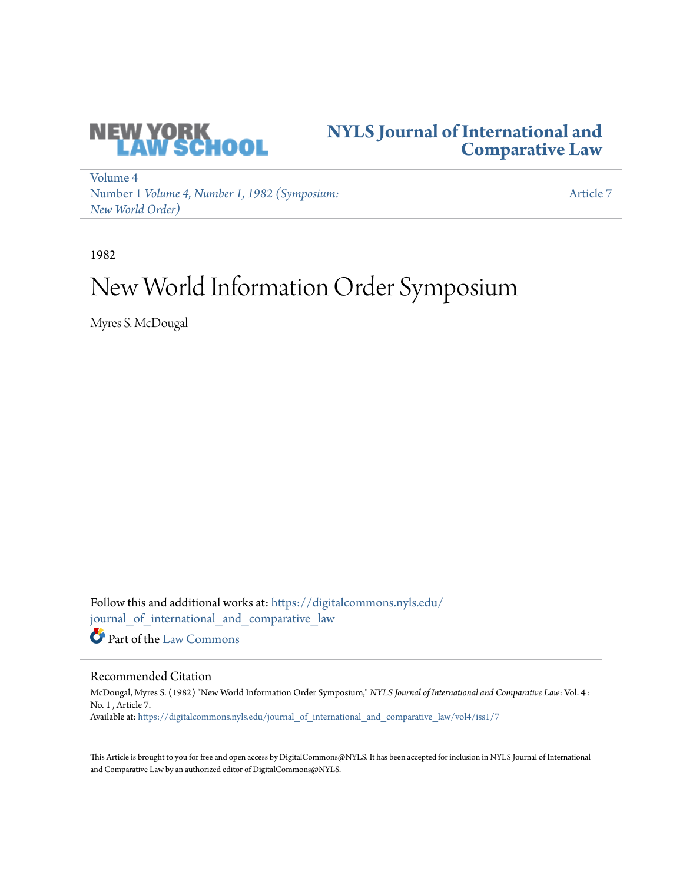NEW YORK LAW SCHOOL

NYLS Journal of International and Comparative Law

Volume 4
Number 1 *Volume 4, Number 1, 1982 (Symposium: New World Order)*

Article 7

1982

# New World Information Order Symposium

Myres S. McDougal

Follow this and additional works at: https://digitalcommons.nyls.edu/journal_of_international_and_comparative_law

Part of the Law Commons

## Recommended Citation

McDougal, Myres S. (1982) "New World Information Order Symposium," *NYLS Journal of International and Comparative Law*: Vol. 4 : No. 1 , Article 7.
Available at: https://digitalcommons.nyls.edu/journal_of_international_and_comparative_law/vol4/iss1/7

This Article is brought to you for free and open access by DigitalCommons@NYLS. It has been accepted for inclusion in NYLS Journal of International and Comparative Law by an authorized editor of DigitalCommons@NYLS.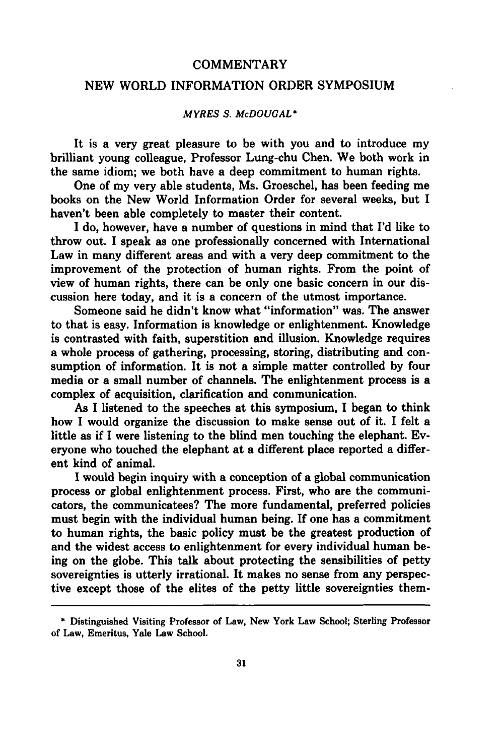# COMMENTARY

## NEW WORLD INFORMATION ORDER SYMPOSIUM

*MYRES S. McDOUGAL**

It is a very great pleasure to be with you and to introduce my brilliant young colleague, Professor Lung-chu Chen. We both work in the same idiom; we both have a deep commitment to human rights.

One of my very able students, Ms. Groeschel, has been feeding me books on the New World Information Order for several weeks, but I haven't been able completely to master their content.

I do, however, have a number of questions in mind that I'd like to throw out. I speak as one professionally concerned with International Law in many different areas and with a very deep commitment to the improvement of the protection of human rights. From the point of view of human rights, there can be only one basic concern in our discussion here today, and it is a concern of the utmost importance.

Someone said he didn't know what "information" was. The answer to that is easy. Information is knowledge or enlightenment. Knowledge is contrasted with faith, superstition and illusion. Knowledge requires a whole process of gathering, processing, storing, distributing and consumption of information. It is not a simple matter controlled by four media or a small number of channels. The enlightenment process is a complex of acquisition, clarification and communication.

As I listened to the speeches at this symposium, I began to think how I would organize the discussion to make sense out of it. I felt a little as if I were listening to the blind men touching the elephant. Everyone who touched the elephant at a different place reported a different kind of animal.

I would begin inquiry with a conception of a global communication process or global enlightenment process. First, who are the communicators, the communicatees? The more fundamental, preferred policies must begin with the individual human being. If one has a commitment to human rights, the basic policy must be the greatest production of and the widest access to enlightenment for every individual human being on the globe. This talk about protecting the sensibilities of petty sovereignties is utterly irrational. It makes no sense from any perspective except those of the elites of the petty little sovereignties them-

\* Distinguished Visiting Professor of Law, New York Law School; Sterling Professor of Law, Emeritus, Yale Law School.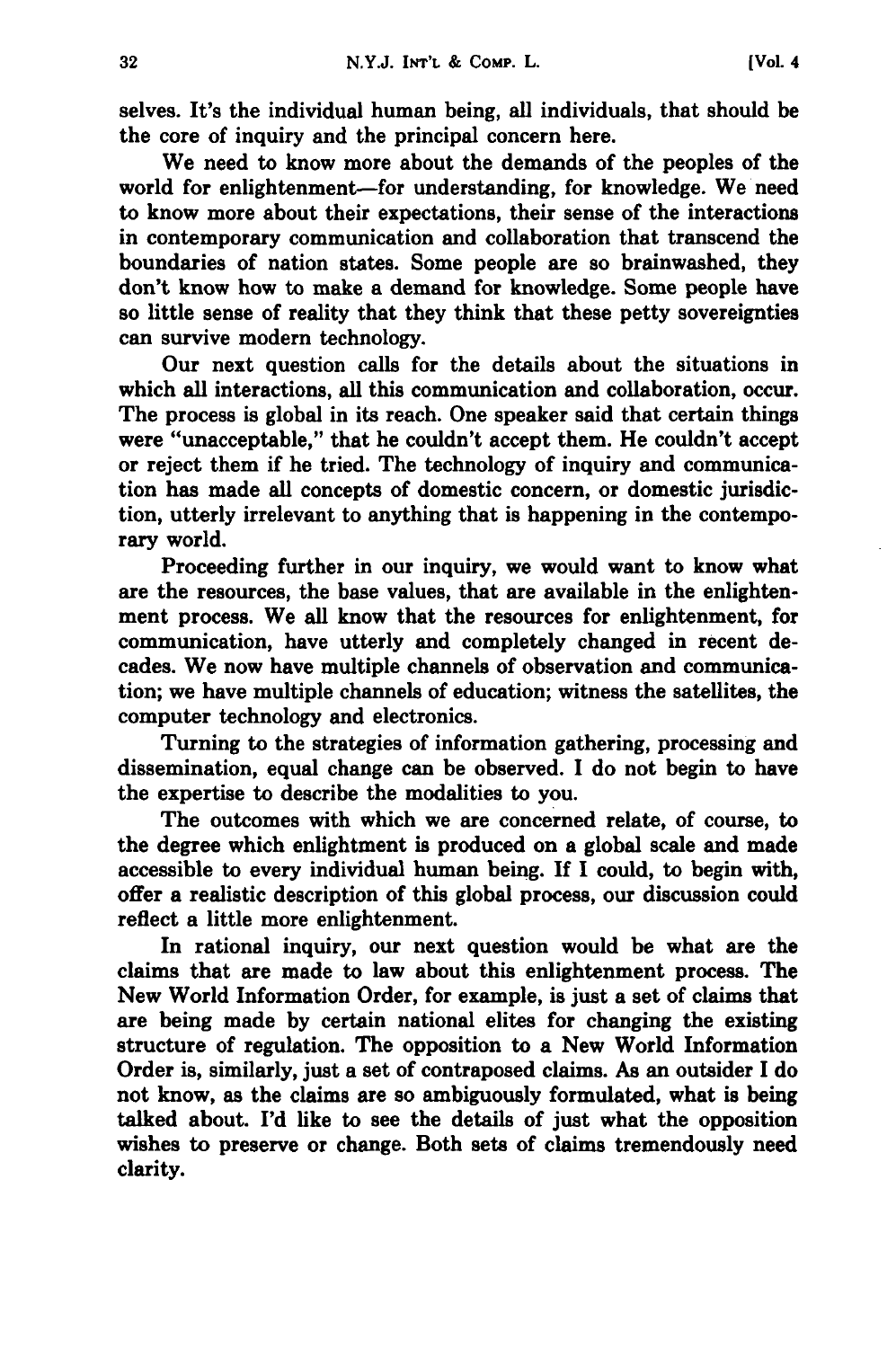selves. It's the individual human being, all individuals, that should be the core of inquiry and the principal concern here.

We need to know more about the demands of the peoples of the world for enlightenment—for understanding, for knowledge. We need to know more about their expectations, their sense of the interactions in contemporary communication and collaboration that transcend the boundaries of nation states. Some people are so brainwashed, they don't know how to make a demand for knowledge. Some people have so little sense of reality that they think that these petty sovereignties can survive modern technology.

Our next question calls for the details about the situations in which all interactions, all this communication and collaboration, occur. The process is global in its reach. One speaker said that certain things were "unacceptable," that he couldn't accept them. He couldn't accept or reject them if he tried. The technology of inquiry and communication has made all concepts of domestic concern, or domestic jurisdiction, utterly irrelevant to anything that is happening in the contemporary world.

Proceeding further in our inquiry, we would want to know what are the resources, the base values, that are available in the enlightenment process. We all know that the resources for enlightenment, for communication, have utterly and completely changed in recent decades. We now have multiple channels of observation and communication; we have multiple channels of education; witness the satellites, the computer technology and electronics.

Turning to the strategies of information gathering, processing and dissemination, equal change can be observed. I do not begin to have the expertise to describe the modalities to you.

The outcomes with which we are concerned relate, of course, to the degree which enlightment is produced on a global scale and made accessible to every individual human being. If I could, to begin with, offer a realistic description of this global process, our discussion could reflect a little more enlightenment.

In rational inquiry, our next question would be what are the claims that are made to law about this enlightenment process. The New World Information Order, for example, is just a set of claims that are being made by certain national elites for changing the existing structure of regulation. The opposition to a New World Information Order is, similarly, just a set of contraposed claims. As an outsider I do not know, as the claims are so ambiguously formulated, what is being talked about. I'd like to see the details of just what the opposition wishes to preserve or change. Both sets of claims tremendously need clarity.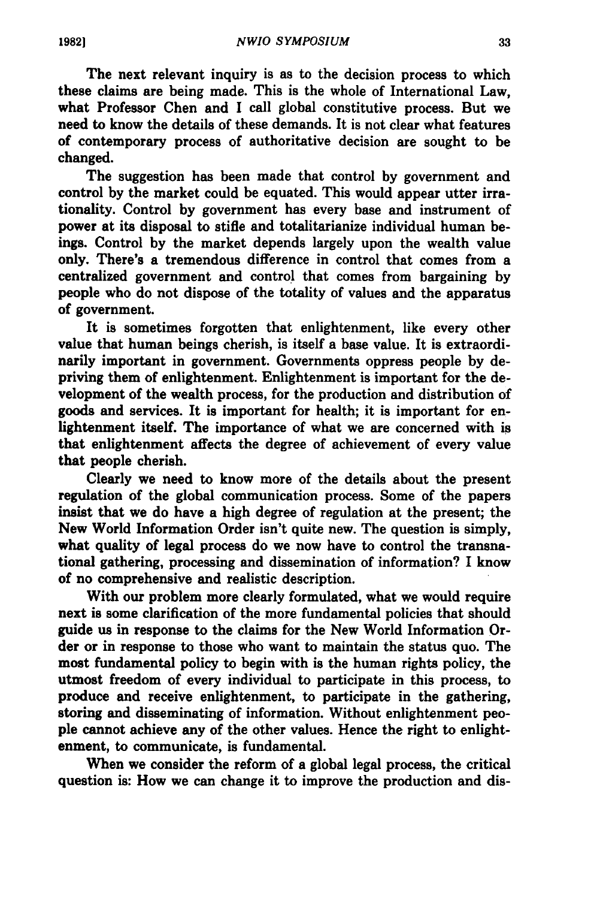The next relevant inquiry is as to the decision process to which these claims are being made. This is the whole of International Law, what Professor Chen and I call global constitutive process. But we need to know the details of these demands. It is not clear what features of contemporary process of authoritative decision are sought to be changed.

The suggestion has been made that control by government and control by the market could be equated. This would appear utter irrationality. Control by government has every base and instrument of power at its disposal to stifle and totalitarianize individual human beings. Control by the market depends largely upon the wealth value only. There's a tremendous difference in control that comes from a centralized government and control that comes from bargaining by people who do not dispose of the totality of values and the apparatus of government.

It is sometimes forgotten that enlightenment, like every other value that human beings cherish, is itself a base value. It is extraordinarily important in government. Governments oppress people by depriving them of enlightenment. Enlightenment is important for the development of the wealth process, for the production and distribution of goods and services. It is important for health; it is important for enlightenment itself. The importance of what we are concerned with is that enlightenment affects the degree of achievement of every value that people cherish.

Clearly we need to know more of the details about the present regulation of the global communication process. Some of the papers insist that we do have a high degree of regulation at the present; the New World Information Order isn't quite new. The question is simply, what quality of legal process do we now have to control the transnational gathering, processing and dissemination of information? I know of no comprehensive and realistic description.

With our problem more clearly formulated, what we would require next is some clarification of the more fundamental policies that should guide us in response to the claims for the New World Information Order or in response to those who want to maintain the status quo. The most fundamental policy to begin with is the human rights policy, the utmost freedom of every individual to participate in this process, to produce and receive enlightenment, to participate in the gathering, storing and disseminating of information. Without enlightenment people cannot achieve any of the other values. Hence the right to enlightenment, to communicate, is fundamental.

When we consider the reform of a global legal process, the critical question is: How we can change it to improve the production and dis-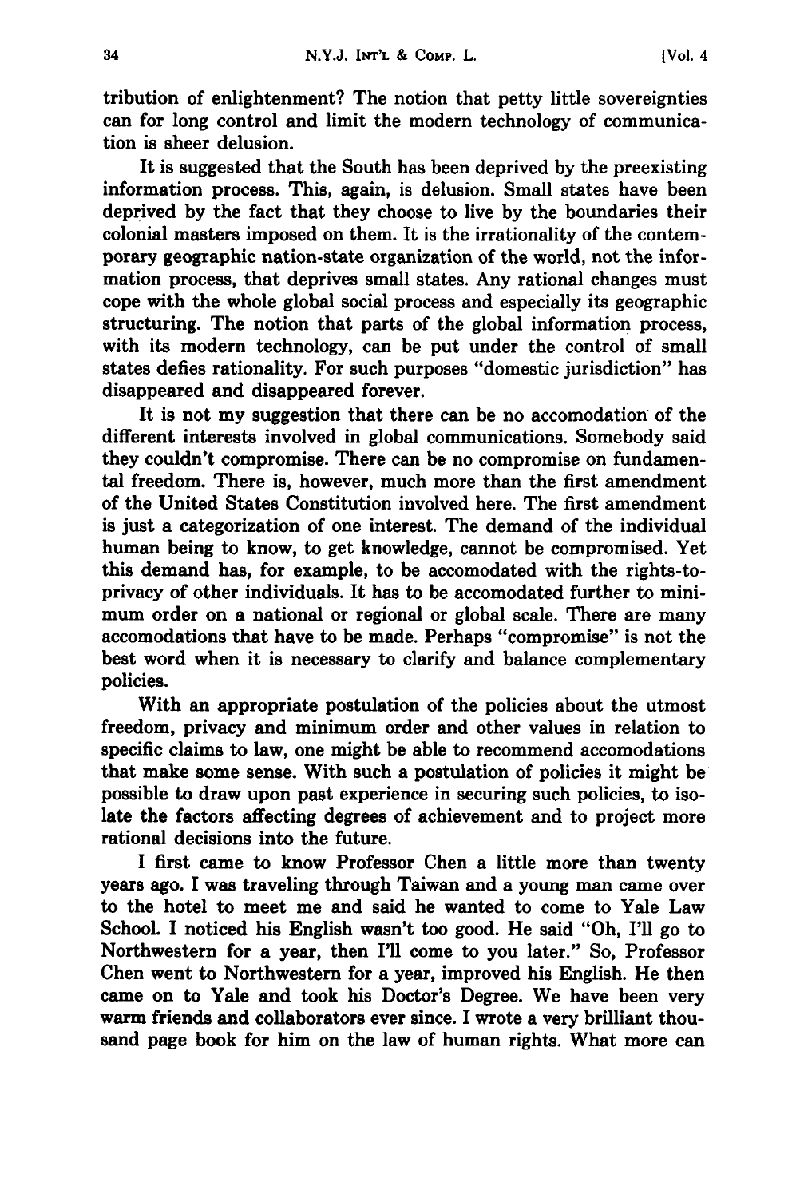tribution of enlightenment? The notion that petty little sovereignties can for long control and limit the modern technology of communication is sheer delusion.

It is suggested that the South has been deprived by the preexisting information process. This, again, is delusion. Small states have been deprived by the fact that they choose to live by the boundaries their colonial masters imposed on them. It is the irrationality of the contemporary geographic nation-state organization of the world, not the information process, that deprives small states. Any rational changes must cope with the whole global social process and especially its geographic structuring. The notion that parts of the global information process, with its modern technology, can be put under the control of small states defies rationality. For such purposes "domestic jurisdiction" has disappeared and disappeared forever.

It is not my suggestion that there can be no accomodation of the different interests involved in global communications. Somebody said they couldn't compromise. There can be no compromise on fundamental freedom. There is, however, much more than the first amendment of the United States Constitution involved here. The first amendment is just a categorization of one interest. The demand of the individual human being to know, to get knowledge, cannot be compromised. Yet this demand has, for example, to be accomodated with the rights-to-privacy of other individuals. It has to be accomodated further to minimum order on a national or regional or global scale. There are many accomodations that have to be made. Perhaps "compromise" is not the best word when it is necessary to clarify and balance complementary policies.

With an appropriate postulation of the policies about the utmost freedom, privacy and minimum order and other values in relation to specific claims to law, one might be able to recommend accomodations that make some sense. With such a postulation of policies it might be possible to draw upon past experience in securing such policies, to isolate the factors affecting degrees of achievement and to project more rational decisions into the future.

I first came to know Professor Chen a little more than twenty years ago. I was traveling through Taiwan and a young man came over to the hotel to meet me and said he wanted to come to Yale Law School. I noticed his English wasn't too good. He said "Oh, I'll go to Northwestern for a year, then I'll come to you later." So, Professor Chen went to Northwestern for a year, improved his English. He then came on to Yale and took his Doctor's Degree. We have been very warm friends and collaborators ever since. I wrote a very brilliant thousand page book for him on the law of human rights. What more can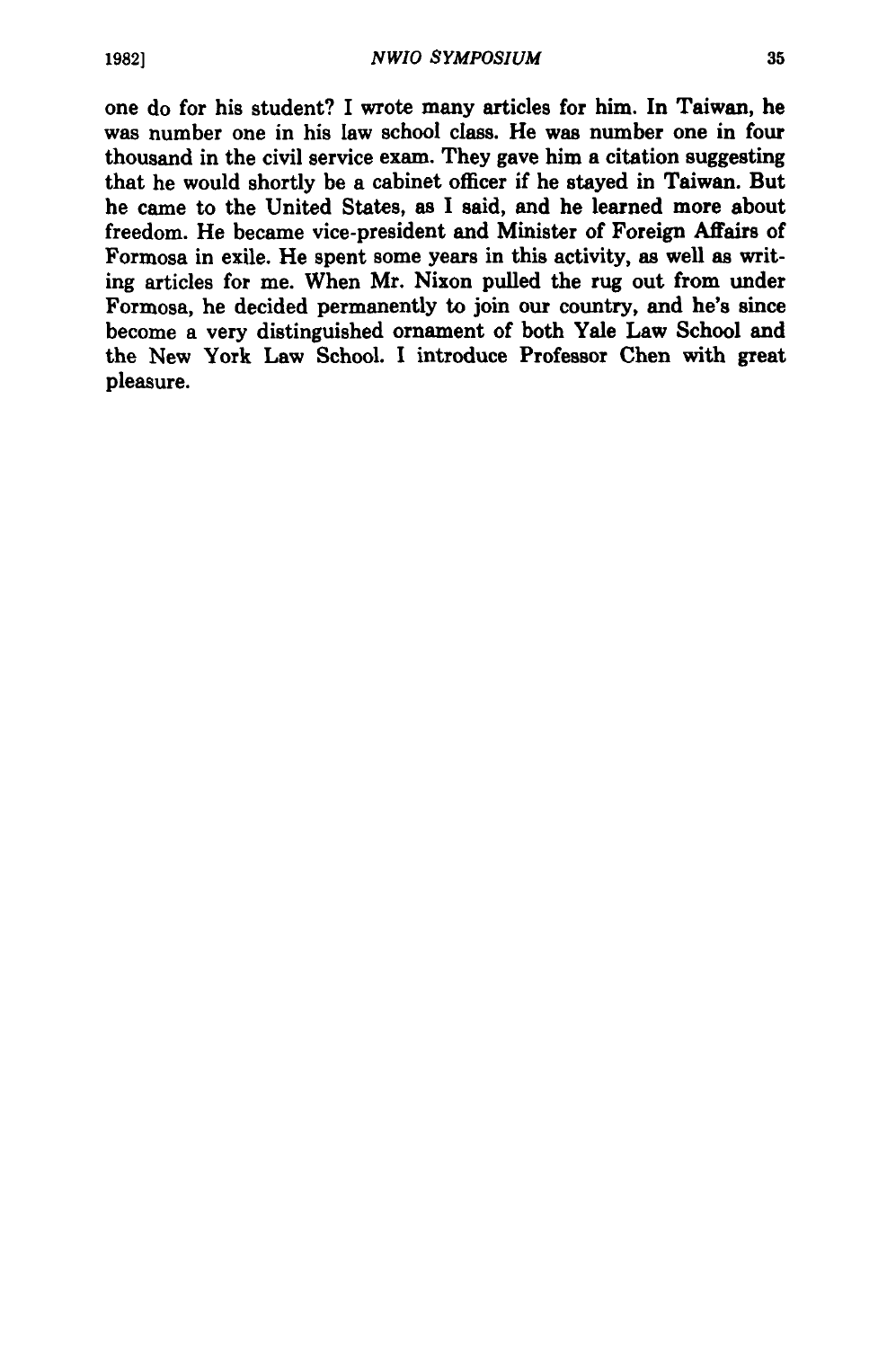one do for his student? I wrote many articles for him. In Taiwan, he was number one in his law school class. He was number one in four thousand in the civil service exam. They gave him a citation suggesting that he would shortly be a cabinet officer if he stayed in Taiwan. But he came to the United States, as I said, and he learned more about freedom. He became vice-president and Minister of Foreign Affairs of Formosa in exile. He spent some years in this activity, as well as writing articles for me. When Mr. Nixon pulled the rug out from under Formosa, he decided permanently to join our country, and he's since become a very distinguished ornament of both Yale Law School and the New York Law School. I introduce Professor Chen with great pleasure.